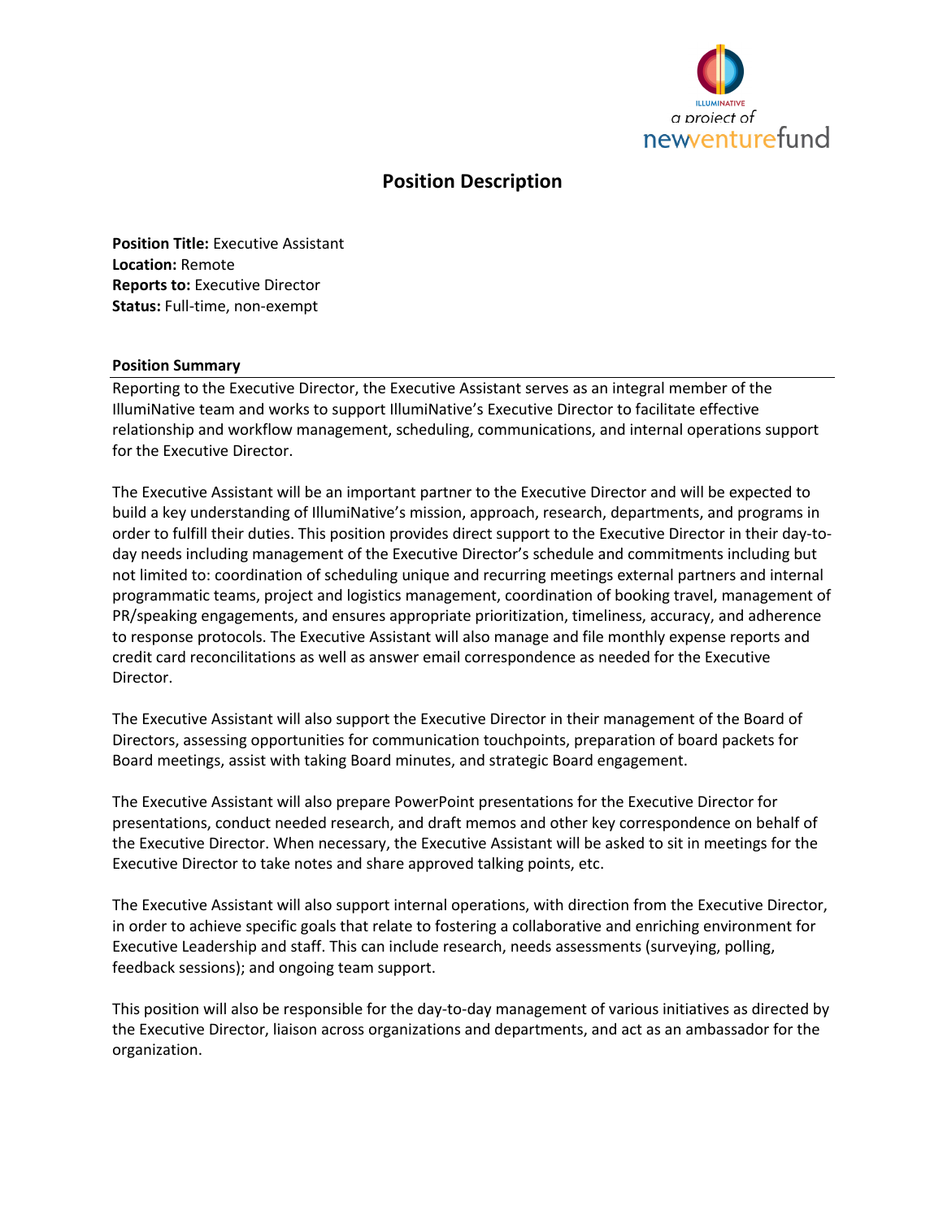# Position Description

**Position Title:** Executive Assistant
**Location:** Remote
**Reports to:** Executive Director
**Status:** Full-time, non-exempt

## Position Summary

Reporting to the Executive Director, the Executive Assistant serves as an integral member of the IllumiNative team and works to support IllumiNative's Executive Director to facilitate effective relationship and workflow management, scheduling, communications, and internal operations support for the Executive Director.

The Executive Assistant will be an important partner to the Executive Director and will be expected to build a key understanding of IllumiNative's mission, approach, research, departments, and programs in order to fulfill their duties. This position provides direct support to the Executive Director in their day-to-day needs including management of the Executive Director's schedule and commitments including but not limited to: coordination of scheduling unique and recurring meetings external partners and internal programmatic teams, project and logistics management, coordination of booking travel, management of PR/speaking engagements, and ensures appropriate prioritization, timeliness, accuracy, and adherence to response protocols. The Executive Assistant will also manage and file monthly expense reports and credit card reconcilitations as well as answer email correspondence as needed for the Executive Director.

The Executive Assistant will also support the Executive Director in their management of the Board of Directors, assessing opportunities for communication touchpoints, preparation of board packets for Board meetings, assist with taking Board minutes, and strategic Board engagement.

The Executive Assistant will also prepare PowerPoint presentations for the Executive Director for presentations, conduct needed research, and draft memos and other key correspondence on behalf of the Executive Director. When necessary, the Executive Assistant will be asked to sit in meetings for the Executive Director to take notes and share approved talking points, etc.

The Executive Assistant will also support internal operations, with direction from the Executive Director, in order to achieve specific goals that relate to fostering a collaborative and enriching environment for Executive Leadership and staff. This can include research, needs assessments (surveying, polling, feedback sessions); and ongoing team support.

This position will also be responsible for the day-to-day management of various initiatives as directed by the Executive Director, liaison across organizations and departments, and act as an ambassador for the organization.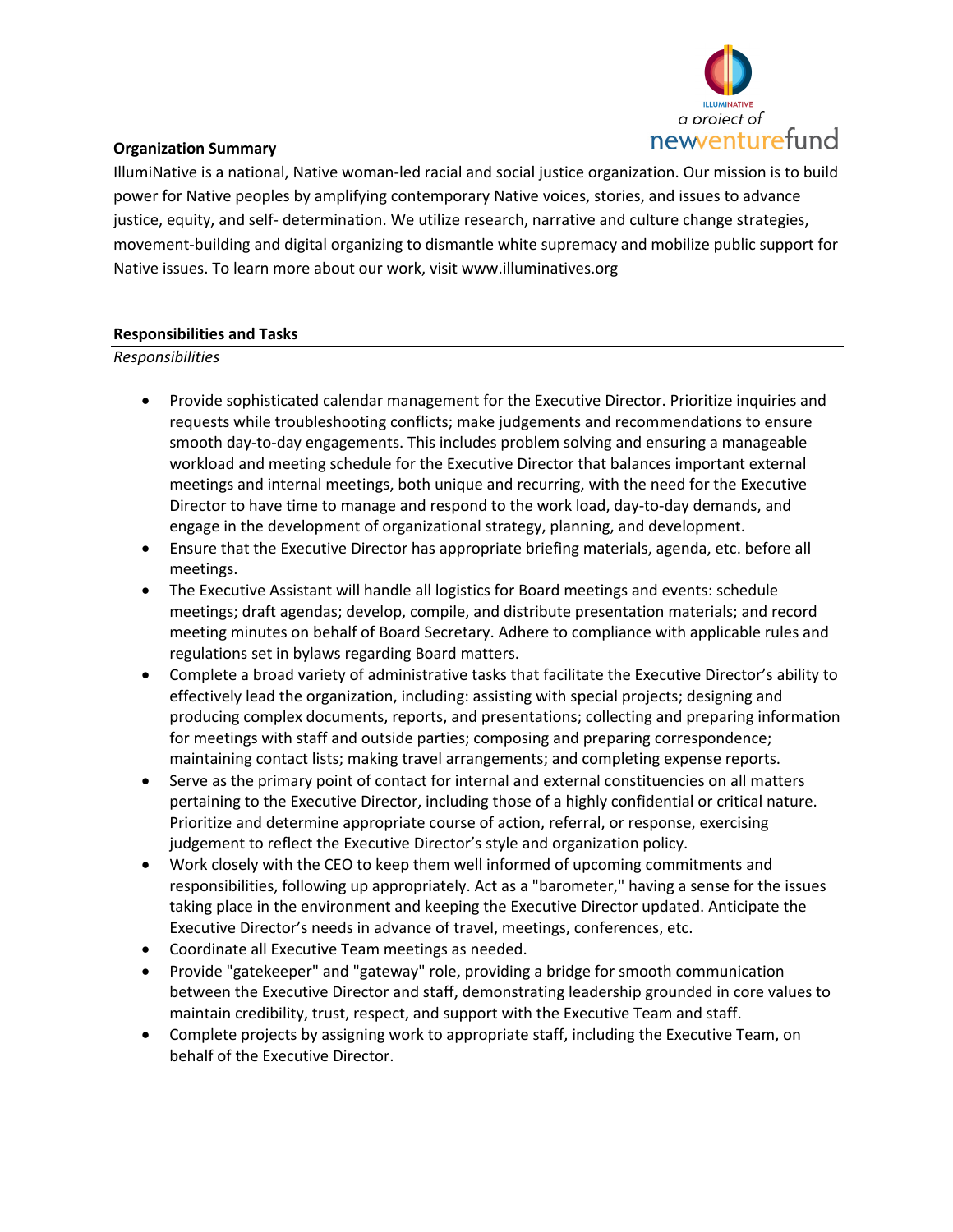**Organization Summary**

IllumiNative is a national, Native woman-led racial and social justice organization. Our mission is to build power for Native peoples by amplifying contemporary Native voices, stories, and issues to advance justice, equity, and self- determination. We utilize research, narrative and culture change strategies, movement-building and digital organizing to dismantle white supremacy and mobilize public support for Native issues. To learn more about our work, visit www.illuminatives.org

**Responsibilities and Tasks**

*Responsibilities*

- Provide sophisticated calendar management for the Executive Director. Prioritize inquiries and requests while troubleshooting conflicts; make judgements and recommendations to ensure smooth day-to-day engagements. This includes problem solving and ensuring a manageable workload and meeting schedule for the Executive Director that balances important external meetings and internal meetings, both unique and recurring, with the need for the Executive Director to have time to manage and respond to the work load, day-to-day demands, and engage in the development of organizational strategy, planning, and development.
- Ensure that the Executive Director has appropriate briefing materials, agenda, etc. before all meetings.
- The Executive Assistant will handle all logistics for Board meetings and events: schedule meetings; draft agendas; develop, compile, and distribute presentation materials; and record meeting minutes on behalf of Board Secretary. Adhere to compliance with applicable rules and regulations set in bylaws regarding Board matters.
- Complete a broad variety of administrative tasks that facilitate the Executive Director's ability to effectively lead the organization, including: assisting with special projects; designing and producing complex documents, reports, and presentations; collecting and preparing information for meetings with staff and outside parties; composing and preparing correspondence; maintaining contact lists; making travel arrangements; and completing expense reports.
- Serve as the primary point of contact for internal and external constituencies on all matters pertaining to the Executive Director, including those of a highly confidential or critical nature. Prioritize and determine appropriate course of action, referral, or response, exercising judgement to reflect the Executive Director's style and organization policy.
- Work closely with the CEO to keep them well informed of upcoming commitments and responsibilities, following up appropriately. Act as a "barometer," having a sense for the issues taking place in the environment and keeping the Executive Director updated. Anticipate the Executive Director's needs in advance of travel, meetings, conferences, etc.
- Coordinate all Executive Team meetings as needed.
- Provide "gatekeeper" and "gateway" role, providing a bridge for smooth communication between the Executive Director and staff, demonstrating leadership grounded in core values to maintain credibility, trust, respect, and support with the Executive Team and staff.
- Complete projects by assigning work to appropriate staff, including the Executive Team, on behalf of the Executive Director.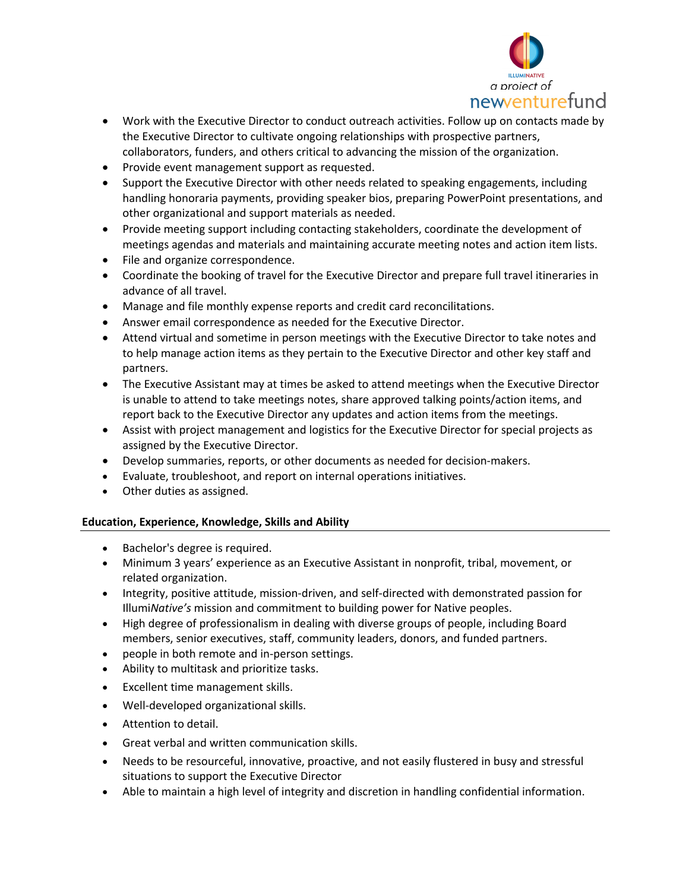- Work with the Executive Director to conduct outreach activities. Follow up on contacts made by the Executive Director to cultivate ongoing relationships with prospective partners, collaborators, funders, and others critical to advancing the mission of the organization.
- Provide event management support as requested.
- Support the Executive Director with other needs related to speaking engagements, including handling honoraria payments, providing speaker bios, preparing PowerPoint presentations, and other organizational and support materials as needed.
- Provide meeting support including contacting stakeholders, coordinate the development of meetings agendas and materials and maintaining accurate meeting notes and action item lists.
- File and organize correspondence.
- Coordinate the booking of travel for the Executive Director and prepare full travel itineraries in advance of all travel.
- Manage and file monthly expense reports and credit card reconcilitations.
- Answer email correspondence as needed for the Executive Director.
- Attend virtual and sometime in person meetings with the Executive Director to take notes and to help manage action items as they pertain to the Executive Director and other key staff and partners.
- The Executive Assistant may at times be asked to attend meetings when the Executive Director is unable to attend to take meetings notes, share approved talking points/action items, and report back to the Executive Director any updates and action items from the meetings.
- Assist with project management and logistics for the Executive Director for special projects as assigned by the Executive Director.
- Develop summaries, reports, or other documents as needed for decision-makers.
- Evaluate, troubleshoot, and report on internal operations initiatives.
- Other duties as assigned.

**Education, Experience, Knowledge, Skills and Ability**

- Bachelor's degree is required.
- Minimum 3 years' experience as an Executive Assistant in nonprofit, tribal, movement, or related organization.
- Integrity, positive attitude, mission-driven, and self-directed with demonstrated passion for Illumi*Native's* mission and commitment to building power for Native peoples.
- High degree of professionalism in dealing with diverse groups of people, including Board members, senior executives, staff, community leaders, donors, and funded partners.
- people in both remote and in-person settings.
- Ability to multitask and prioritize tasks.
- Excellent time management skills.
- Well-developed organizational skills.
- Attention to detail.
- Great verbal and written communication skills.
- Needs to be resourceful, innovative, proactive, and not easily flustered in busy and stressful situations to support the Executive Director
- Able to maintain a high level of integrity and discretion in handling confidential information.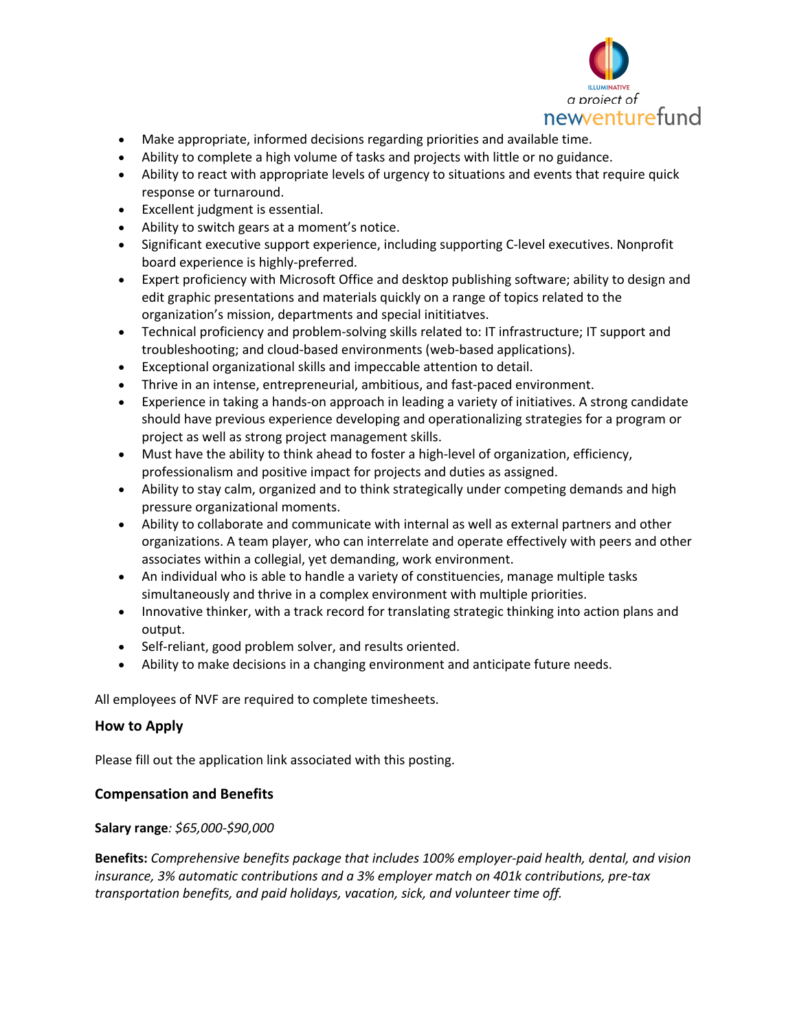- Make appropriate, informed decisions regarding priorities and available time.
- Ability to complete a high volume of tasks and projects with little or no guidance.
- Ability to react with appropriate levels of urgency to situations and events that require quick response or turnaround.
- Excellent judgment is essential.
- Ability to switch gears at a moment's notice.
- Significant executive support experience, including supporting C-level executives. Nonprofit board experience is highly-preferred.
- Expert proficiency with Microsoft Office and desktop publishing software; ability to design and edit graphic presentations and materials quickly on a range of topics related to the organization's mission, departments and special inititiatves.
- Technical proficiency and problem-solving skills related to: IT infrastructure; IT support and troubleshooting; and cloud-based environments (web-based applications).
- Exceptional organizational skills and impeccable attention to detail.
- Thrive in an intense, entrepreneurial, ambitious, and fast-paced environment.
- Experience in taking a hands-on approach in leading a variety of initiatives. A strong candidate should have previous experience developing and operationalizing strategies for a program or project as well as strong project management skills.
- Must have the ability to think ahead to foster a high-level of organization, efficiency, professionalism and positive impact for projects and duties as assigned.
- Ability to stay calm, organized and to think strategically under competing demands and high pressure organizational moments.
- Ability to collaborate and communicate with internal as well as external partners and other organizations. A team player, who can interrelate and operate effectively with peers and other associates within a collegial, yet demanding, work environment.
- An individual who is able to handle a variety of constituencies, manage multiple tasks simultaneously and thrive in a complex environment with multiple priorities.
- Innovative thinker, with a track record for translating strategic thinking into action plans and output.
- Self-reliant, good problem solver, and results oriented.
- Ability to make decisions in a changing environment and anticipate future needs.

All employees of NVF are required to complete timesheets.

### How to Apply

Please fill out the application link associated with this posting.

### Compensation and Benefits

**Salary range**: *$65,000-$90,000*

**Benefits:** *Comprehensive benefits package that includes 100% employer-paid health, dental, and vision insurance, 3% automatic contributions and a 3% employer match on 401k contributions, pre-tax transportation benefits, and paid holidays, vacation, sick, and volunteer time off.*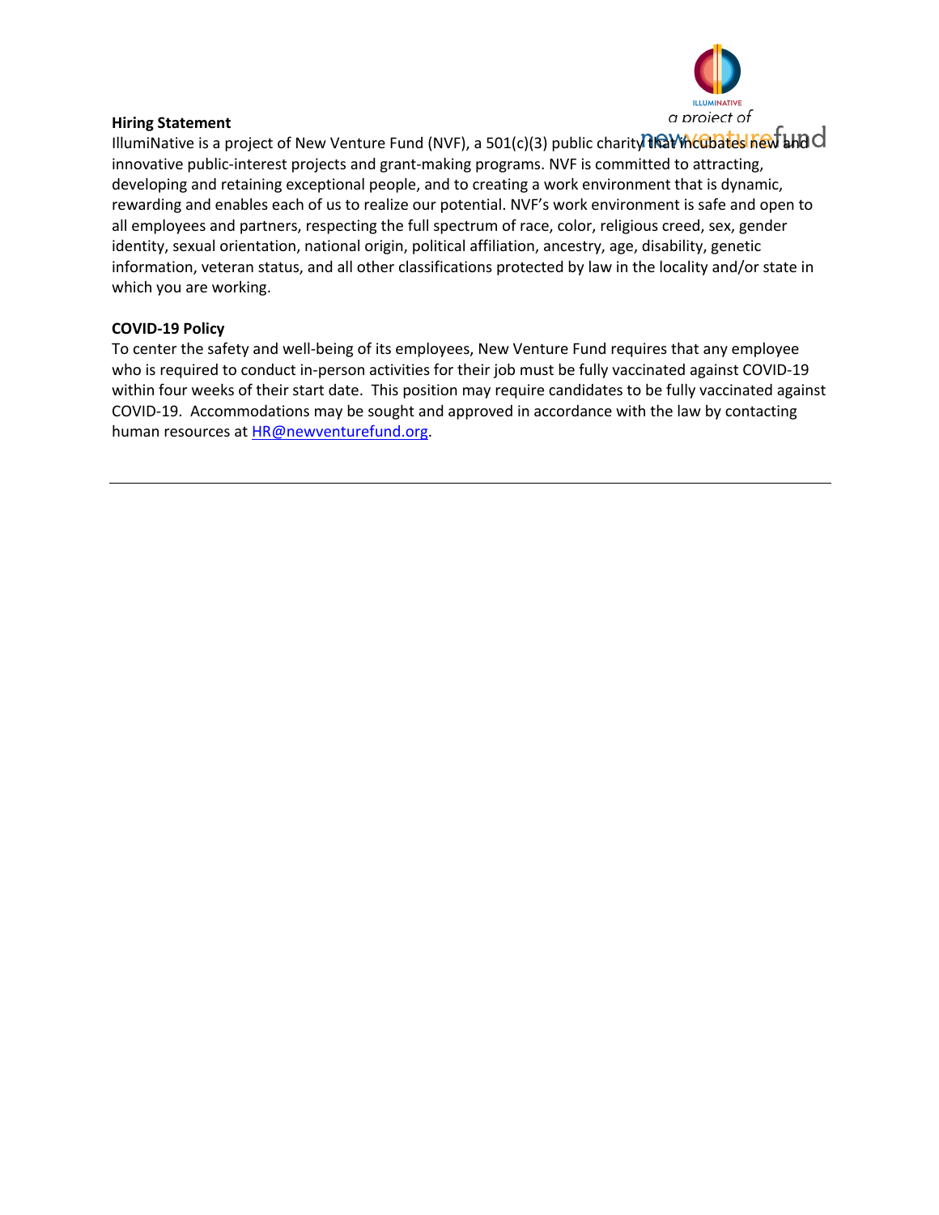## Hiring Statement

IllumiNative is a project of New Venture Fund (NVF), a 501(c)(3) public charity that incubates new and innovative public-interest projects and grant-making programs. NVF is committed to attracting, developing and retaining exceptional people, and to creating a work environment that is dynamic, rewarding and enables each of us to realize our potential. NVF's work environment is safe and open to all employees and partners, respecting the full spectrum of race, color, religious creed, sex, gender identity, sexual orientation, national origin, political affiliation, ancestry, age, disability, genetic information, veteran status, and all other classifications protected by law in the locality and/or state in which you are working.

## COVID-19 Policy

To center the safety and well-being of its employees, New Venture Fund requires that any employee who is required to conduct in-person activities for their job must be fully vaccinated against COVID-19 within four weeks of their start date. This position may require candidates to be fully vaccinated against COVID-19. Accommodations may be sought and approved in accordance with the law by contacting human resources at HR@newventurefund.org.

---